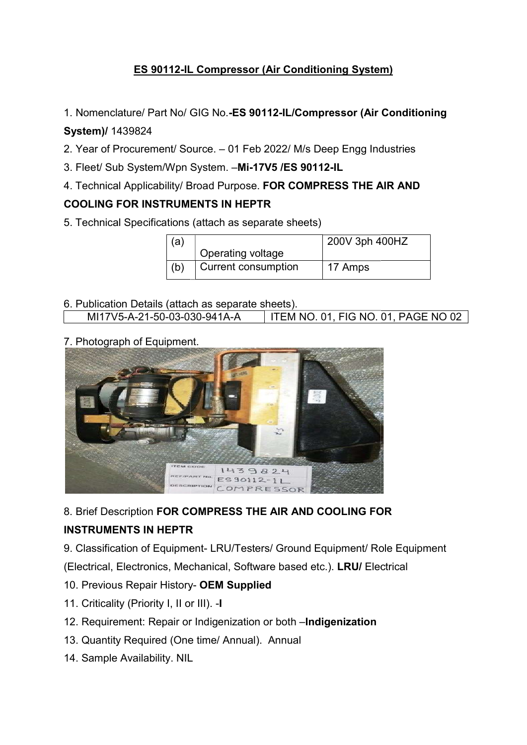# ES 90112-IL Compressor (Air Conditioning System)

1. Nomenclature/ Part No/ GIG No.**-ES 90112-IL/Compressor (Air Conditioning System)/** 1439824
2. Year of Procurement/ Source. – 01 Feb 2022/ M/s Deep Engg Industries
3. Fleet/ Sub System/Wpn System. –**Mi-17V5 /ES 90112-IL**
4. Technical Applicability/ Broad Purpose. **FOR COMPRESS THE AIR AND COOLING FOR INSTRUMENTS IN HEPTR**
5. Technical Specifications (attach as separate sheets)

| | | |
|---|---|---|
| (a) | Operating voltage | 200V 3ph 400HZ |
| (b) | Current consumption | 17 Amps |

6. Publication Details (attach as separate sheets).

| | |
|---|---|
| MI17V5-A-21-50-03-030-941A-A | ITEM NO. 01, FIG NO. 01, PAGE NO 02 |

7. Photograph of Equipment.

8. Brief Description **FOR COMPRESS THE AIR AND COOLING FOR INSTRUMENTS IN HEPTR**
9. Classification of Equipment- LRU/Testers/ Ground Equipment/ Role Equipment (Electrical, Electronics, Mechanical, Software based etc.). **LRU/** Electrical
10. Previous Repair History- **OEM Supplied**
11. Criticality (Priority I, II or III). -**I**
12. Requirement: Repair or Indigenization or both –**Indigenization**
13. Quantity Required (One time/ Annual). Annual
14. Sample Availability. NIL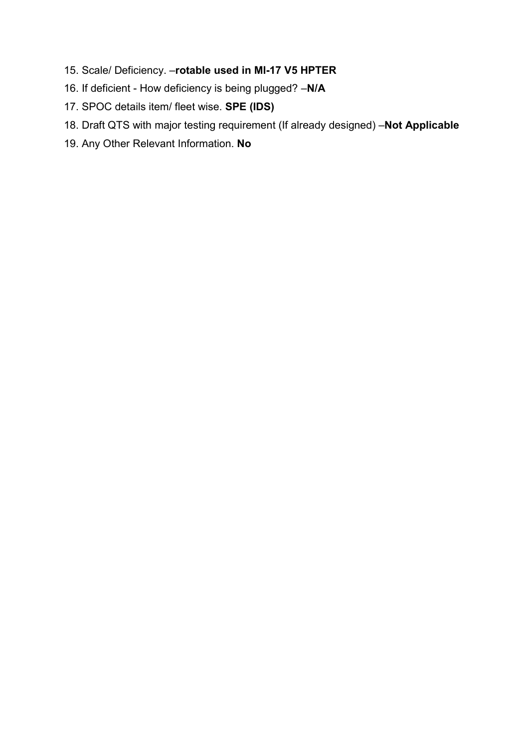15. Scale/ Deficiency. –**rotable used in MI-17 V5 HPTER**
16. If deficient - How deficiency is being plugged? –**N/A**
17. SPOC details item/ fleet wise. **SPE (IDS)**
18. Draft QTS with major testing requirement (If already designed) –**Not Applicable**
19. Any Other Relevant Information. **No**